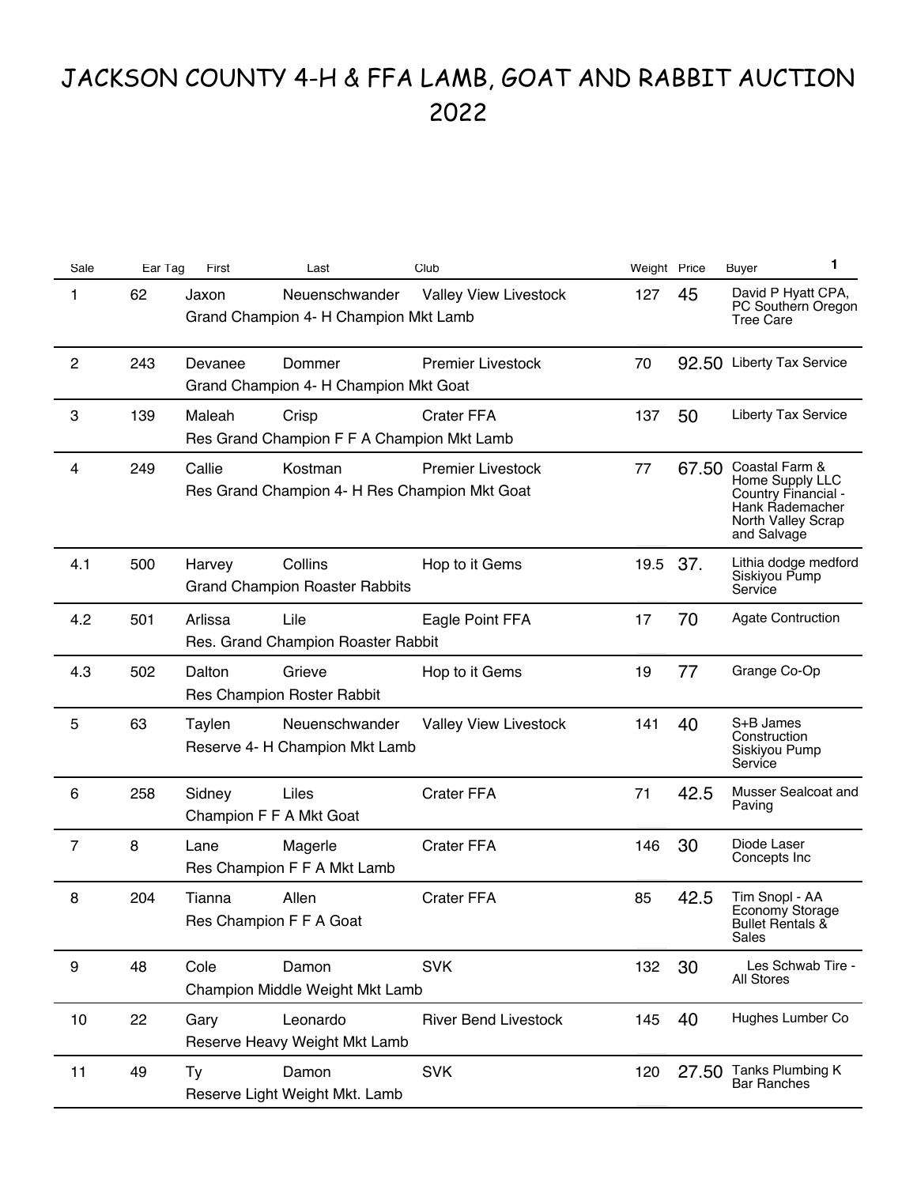# JACKSON COUNTY 4-H & FFA LAMB, GOAT AND RABBIT AUCTION 2022

| Sale | Ear Tag | First | Last | Club | Weight | Price | Buyer |
|---|---|---|---|---|---|---|---|
| 1 | 62 | Jaxon | Neuenschwander | Valley View Livestock | 127 | 45 | David P Hyatt CPA, PC Southern Oregon Tree Care |
| | | Grand Champion 4- H Champion Mkt Lamb | | | | | |
| 2 | 243 | Devanee | Dommer | Premier Livestock | 70 | 92.50 | Liberty Tax Service |
| | | Grand Champion 4- H Champion Mkt Goat | | | | | |
| 3 | 139 | Maleah | Crisp | Crater FFA | 137 | 50 | Liberty Tax Service |
| | | Res Grand Champion F F A Champion Mkt Lamb | | | | | |
| 4 | 249 | Callie | Kostman | Premier Livestock | 77 | 67.50 | Coastal Farm & Home Supply LLC Country Financial - Hank Rademacher North Valley Scrap and Salvage |
| | | Res Grand Champion 4- H Res Champion Mkt Goat | | | | | |
| 4.1 | 500 | Harvey | Collins | Hop to it Gems | 19.5 | 37. | Lithia dodge medford Siskiyou Pump Service |
| | | Grand Champion Roaster Rabbits | | | | | |
| 4.2 | 501 | Arlissa | Lile | Eagle Point FFA | 17 | 70 | Agate Contruction |
| | | Res. Grand Champion Roaster Rabbit | | | | | |
| 4.3 | 502 | Dalton | Grieve | Hop to it Gems | 19 | 77 | Grange Co-Op |
| | | Res Champion Roster Rabbit | | | | | |
| 5 | 63 | Taylen | Neuenschwander | Valley View Livestock | 141 | 40 | S+B James Construction Siskiyou Pump Service |
| | | Reserve 4- H Champion Mkt Lamb | | | | | |
| 6 | 258 | Sidney | Liles | Crater FFA | 71 | 42.5 | Musser Sealcoat and Paving |
| | | Champion F F A Mkt Goat | | | | | |
| 7 | 8 | Lane | Magerle | Crater FFA | 146 | 30 | Diode Laser Concepts Inc |
| | | Res Champion F F A Mkt Lamb | | | | | |
| 8 | 204 | Tianna | Allen | Crater FFA | 85 | 42.5 | Tim Snopl - AA Economy Storage Bullet Rentals & Sales |
| | | Res Champion F F A Goat | | | | | |
| 9 | 48 | Cole | Damon | SVK | 132 | 30 | Les Schwab Tire - All Stores |
| | | Champion Middle Weight Mkt Lamb | | | | | |
| 10 | 22 | Gary | Leonardo | River Bend Livestock | 145 | 40 | Hughes Lumber Co |
| | | Reserve Heavy Weight Mkt Lamb | | | | | |
| 11 | 49 | Ty | Damon | SVK | 120 | 27.50 | Tanks Plumbing K Bar Ranches |
| | | Reserve Light Weight Mkt. Lamb | | | | | |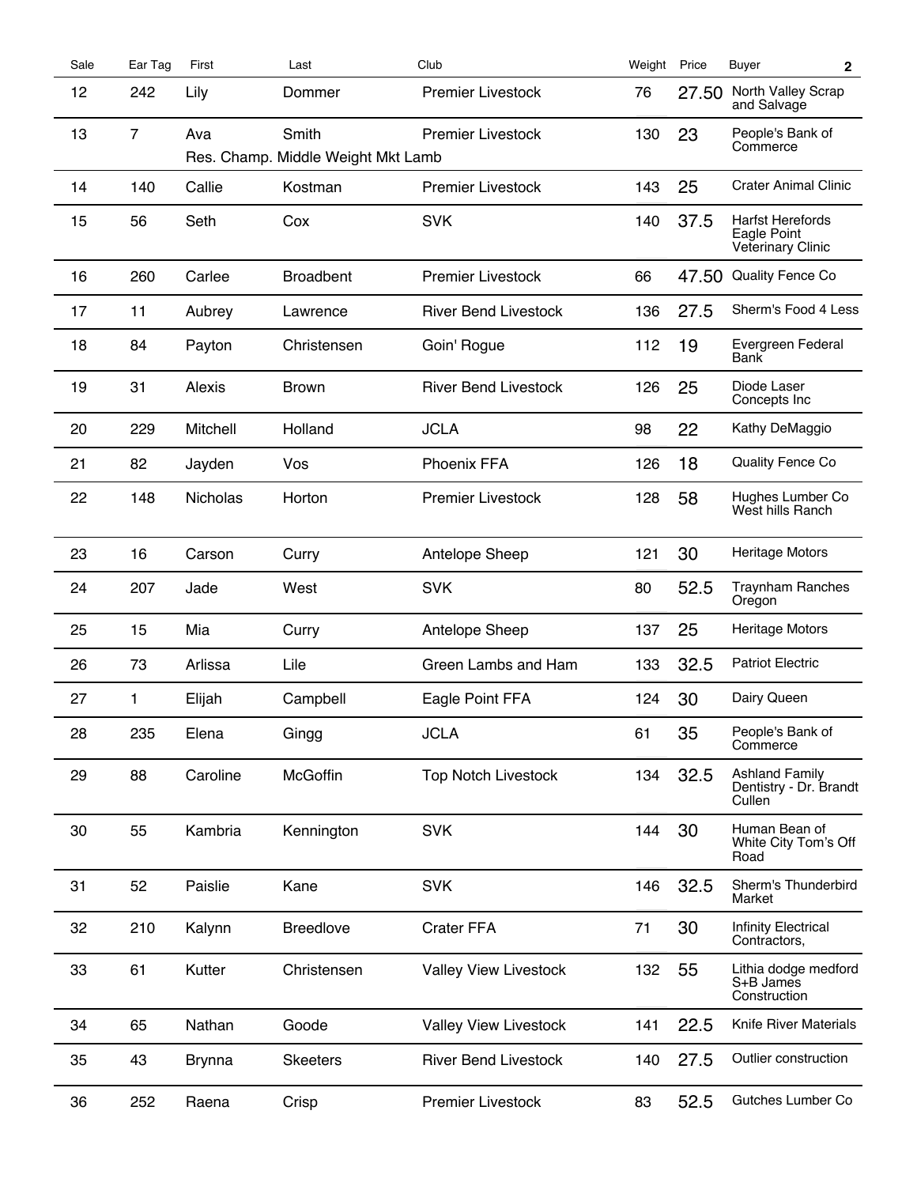| Sale | Ear Tag | First | Last | Club | Weight | Price | Buyer |
|---|---|---|---|---|---|---|---|
| 12 | 242 | Lily | Dommer | Premier Livestock | 76 | 27.50 | North Valley Scrap and Salvage |
| 13 | 7 | Ava | Smith | Premier Livestock | 130 | 23 | People's Bank of Commerce |
| | | Res. Champ. Middle Weight Mkt Lamb | | | | | |
| 14 | 140 | Callie | Kostman | Premier Livestock | 143 | 25 | Crater Animal Clinic |
| 15 | 56 | Seth | Cox | SVK | 140 | 37.5 | Harfst Herefords Eagle Point Veterinary Clinic |
| 16 | 260 | Carlee | Broadbent | Premier Livestock | 66 | 47.50 | Quality Fence Co |
| 17 | 11 | Aubrey | Lawrence | River Bend Livestock | 136 | 27.5 | Sherm's Food 4 Less |
| 18 | 84 | Payton | Christensen | Goin' Rogue | 112 | 19 | Evergreen Federal Bank |
| 19 | 31 | Alexis | Brown | River Bend Livestock | 126 | 25 | Diode Laser Concepts Inc |
| 20 | 229 | Mitchell | Holland | JCLA | 98 | 22 | Kathy DeMaggio |
| 21 | 82 | Jayden | Vos | Phoenix FFA | 126 | 18 | Quality Fence Co |
| 22 | 148 | Nicholas | Horton | Premier Livestock | 128 | 58 | Hughes Lumber Co West hills Ranch |
| 23 | 16 | Carson | Curry | Antelope Sheep | 121 | 30 | Heritage Motors |
| 24 | 207 | Jade | West | SVK | 80 | 52.5 | Traynham Ranches Oregon |
| 25 | 15 | Mia | Curry | Antelope Sheep | 137 | 25 | Heritage Motors |
| 26 | 73 | Arlissa | Lile | Green Lambs and Ham | 133 | 32.5 | Patriot Electric |
| 27 | 1 | Elijah | Campbell | Eagle Point FFA | 124 | 30 | Dairy Queen |
| 28 | 235 | Elena | Gingg | JCLA | 61 | 35 | People's Bank of Commerce |
| 29 | 88 | Caroline | McGoffin | Top Notch Livestock | 134 | 32.5 | Ashland Family Dentistry - Dr. Brandt Cullen |
| 30 | 55 | Kambria | Kennington | SVK | 144 | 30 | Human Bean of White City Tom's Off Road |
| 31 | 52 | Paislie | Kane | SVK | 146 | 32.5 | Sherm's Thunderbird Market |
| 32 | 210 | Kalynn | Breedlove | Crater FFA | 71 | 30 | Infinity Electrical Contractors, |
| 33 | 61 | Kutter | Christensen | Valley View Livestock | 132 | 55 | Lithia dodge medford S+B James Construction |
| 34 | 65 | Nathan | Goode | Valley View Livestock | 141 | 22.5 | Knife River Materials |
| 35 | 43 | Brynna | Skeeters | River Bend Livestock | 140 | 27.5 | Outlier construction |
| 36 | 252 | Raena | Crisp | Premier Livestock | 83 | 52.5 | Gutches Lumber Co |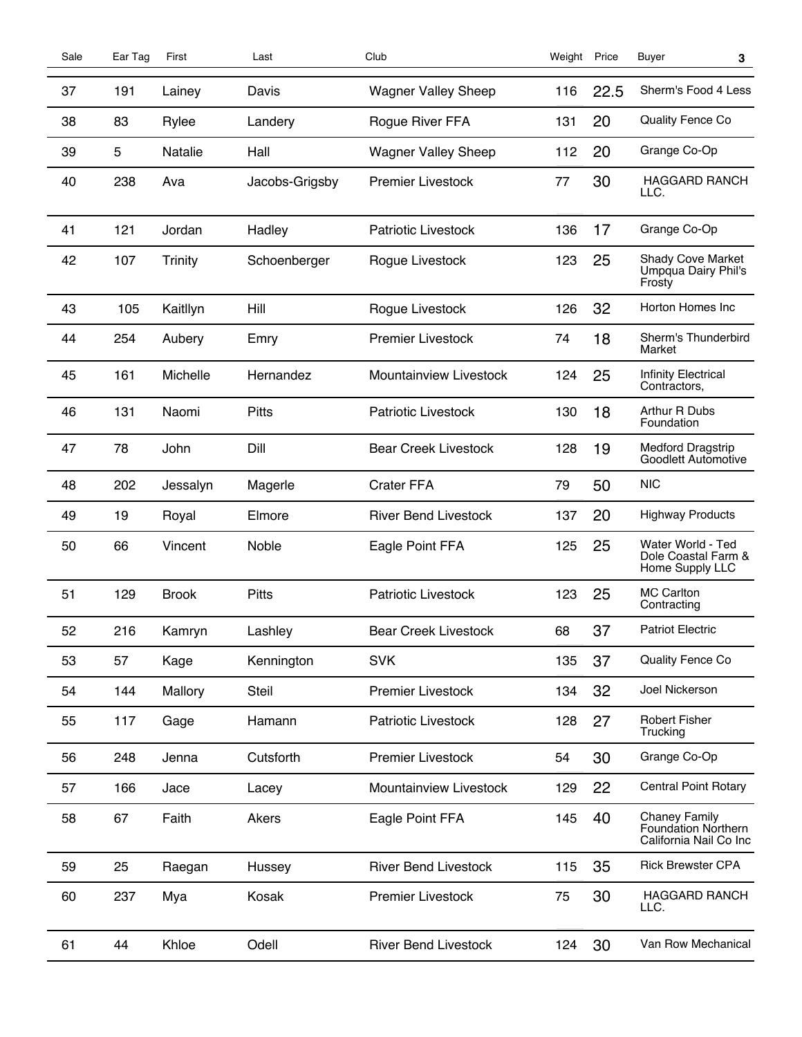| Sale | Ear Tag | First | Last | Club | Weight | Price | Buyer |
|---|---|---|---|---|---|---|---|
| 37 | 191 | Lainey | Davis | Wagner Valley Sheep | 116 | 22.5 | Sherm's Food 4 Less |
| 38 | 83 | Rylee | Landery | Rogue River FFA | 131 | 20 | Quality Fence Co |
| 39 | 5 | Natalie | Hall | Wagner Valley Sheep | 112 | 20 | Grange Co-Op |
| 40 | 238 | Ava | Jacobs-Grigsby | Premier Livestock | 77 | 30 | HAGGARD RANCH LLC. |
| 41 | 121 | Jordan | Hadley | Patriotic Livestock | 136 | 17 | Grange Co-Op |
| 42 | 107 | Trinity | Schoenberger | Rogue Livestock | 123 | 25 | Shady Cove Market Umpqua Dairy Phil's Frosty |
| 43 | 105 | Kaitllyn | Hill | Rogue Livestock | 126 | 32 | Horton Homes Inc |
| 44 | 254 | Aubery | Emry | Premier Livestock | 74 | 18 | Sherm's Thunderbird Market |
| 45 | 161 | Michelle | Hernandez | Mountainview Livestock | 124 | 25 | Infinity Electrical Contractors, |
| 46 | 131 | Naomi | Pitts | Patriotic Livestock | 130 | 18 | Arthur R Dubs Foundation |
| 47 | 78 | John | Dill | Bear Creek Livestock | 128 | 19 | Medford Dragstrip Goodlett Automotive |
| 48 | 202 | Jessalyn | Magerle | Crater FFA | 79 | 50 | NIC |
| 49 | 19 | Royal | Elmore | River Bend Livestock | 137 | 20 | Highway Products |
| 50 | 66 | Vincent | Noble | Eagle Point FFA | 125 | 25 | Water World - Ted Dole Coastal Farm & Home Supply LLC |
| 51 | 129 | Brook | Pitts | Patriotic Livestock | 123 | 25 | MC Carlton Contracting |
| 52 | 216 | Kamryn | Lashley | Bear Creek Livestock | 68 | 37 | Patriot Electric |
| 53 | 57 | Kage | Kennington | SVK | 135 | 37 | Quality Fence Co |
| 54 | 144 | Mallory | Steil | Premier Livestock | 134 | 32 | Joel Nickerson |
| 55 | 117 | Gage | Hamann | Patriotic Livestock | 128 | 27 | Robert Fisher Trucking |
| 56 | 248 | Jenna | Cutsforth | Premier Livestock | 54 | 30 | Grange Co-Op |
| 57 | 166 | Jace | Lacey | Mountainview Livestock | 129 | 22 | Central Point Rotary |
| 58 | 67 | Faith | Akers | Eagle Point FFA | 145 | 40 | Chaney Family Foundation Northern California Nail Co Inc |
| 59 | 25 | Raegan | Hussey | River Bend Livestock | 115 | 35 | Rick Brewster CPA |
| 60 | 237 | Mya | Kosak | Premier Livestock | 75 | 30 | HAGGARD RANCH LLC. |
| 61 | 44 | Khloe | Odell | River Bend Livestock | 124 | 30 | Van Row Mechanical |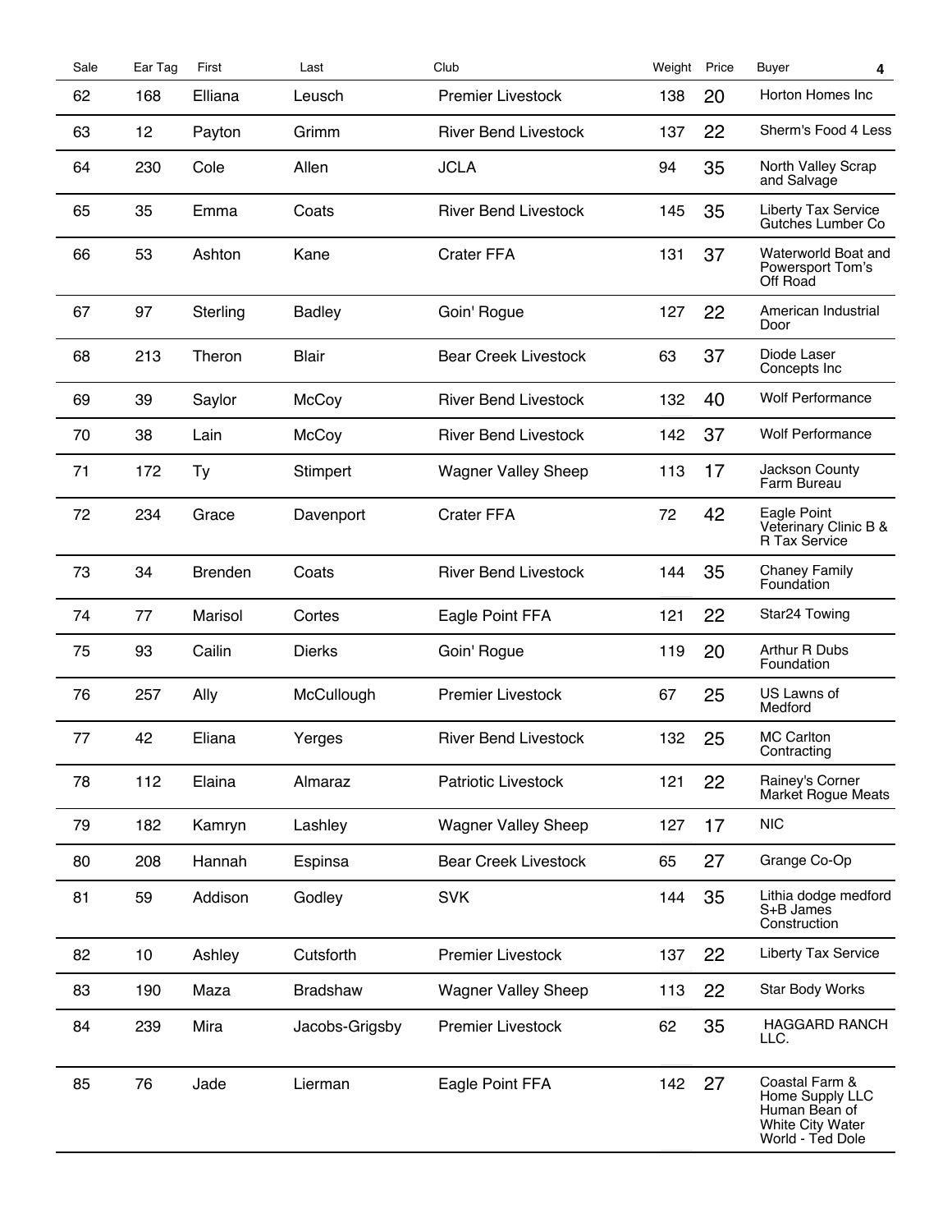| Sale | Ear Tag | First | Last | Club | Weight | Price | Buyer |
|---|---|---|---|---|---|---|---|
| 62 | 168 | Elliana | Leusch | Premier Livestock | 138 | 20 | Horton Homes Inc |
| 63 | 12 | Payton | Grimm | River Bend Livestock | 137 | 22 | Sherm's Food 4 Less |
| 64 | 230 | Cole | Allen | JCLA | 94 | 35 | North Valley Scrap and Salvage |
| 65 | 35 | Emma | Coats | River Bend Livestock | 145 | 35 | Liberty Tax Service Gutches Lumber Co |
| 66 | 53 | Ashton | Kane | Crater FFA | 131 | 37 | Waterworld Boat and Powersport Tom's Off Road |
| 67 | 97 | Sterling | Badley | Goin' Rogue | 127 | 22 | American Industrial Door |
| 68 | 213 | Theron | Blair | Bear Creek Livestock | 63 | 37 | Diode Laser Concepts Inc |
| 69 | 39 | Saylor | McCoy | River Bend Livestock | 132 | 40 | Wolf Performance |
| 70 | 38 | Lain | McCoy | River Bend Livestock | 142 | 37 | Wolf Performance |
| 71 | 172 | Ty | Stimpert | Wagner Valley Sheep | 113 | 17 | Jackson County Farm Bureau |
| 72 | 234 | Grace | Davenport | Crater FFA | 72 | 42 | Eagle Point Veterinary Clinic B & R Tax Service |
| 73 | 34 | Brenden | Coats | River Bend Livestock | 144 | 35 | Chaney Family Foundation |
| 74 | 77 | Marisol | Cortes | Eagle Point FFA | 121 | 22 | Star24 Towing |
| 75 | 93 | Cailin | Dierks | Goin' Rogue | 119 | 20 | Arthur R Dubs Foundation |
| 76 | 257 | Ally | McCullough | Premier Livestock | 67 | 25 | US Lawns of Medford |
| 77 | 42 | Eliana | Yerges | River Bend Livestock | 132 | 25 | MC Carlton Contracting |
| 78 | 112 | Elaina | Almaraz | Patriotic Livestock | 121 | 22 | Rainey's Corner Market Rogue Meats |
| 79 | 182 | Kamryn | Lashley | Wagner Valley Sheep | 127 | 17 | NIC |
| 80 | 208 | Hannah | Espinsa | Bear Creek Livestock | 65 | 27 | Grange Co-Op |
| 81 | 59 | Addison | Godley | SVK | 144 | 35 | Lithia dodge medford S+B James Construction |
| 82 | 10 | Ashley | Cutsforth | Premier Livestock | 137 | 22 | Liberty Tax Service |
| 83 | 190 | Maza | Bradshaw | Wagner Valley Sheep | 113 | 22 | Star Body Works |
| 84 | 239 | Mira | Jacobs-Grigsby | Premier Livestock | 62 | 35 | HAGGARD RANCH LLC. |
| 85 | 76 | Jade | Lierman | Eagle Point FFA | 142 | 27 | Coastal Farm & Home Supply LLC Human Bean of White City Water World - Ted Dole |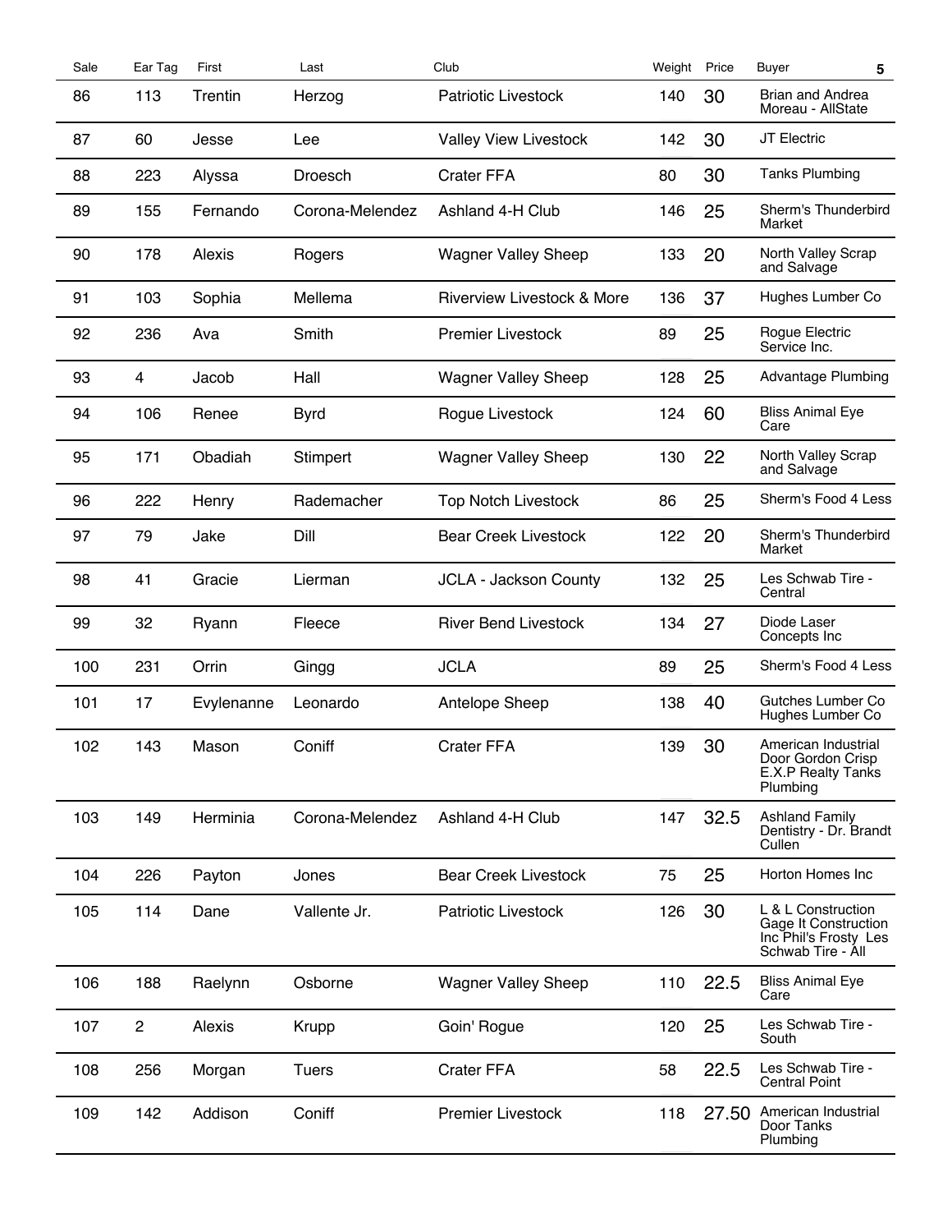| Sale | Ear Tag | First | Last | Club | Weight | Price | Buyer |
|---|---|---|---|---|---|---|---|
| 86 | 113 | Trentin | Herzog | Patriotic Livestock | 140 | 30 | Brian and Andrea Moreau - AllState |
| 87 | 60 | Jesse | Lee | Valley View Livestock | 142 | 30 | JT Electric |
| 88 | 223 | Alyssa | Droesch | Crater FFA | 80 | 30 | Tanks Plumbing |
| 89 | 155 | Fernando | Corona-Melendez | Ashland 4-H Club | 146 | 25 | Sherm's Thunderbird Market |
| 90 | 178 | Alexis | Rogers | Wagner Valley Sheep | 133 | 20 | North Valley Scrap and Salvage |
| 91 | 103 | Sophia | Mellema | Riverview Livestock & More | 136 | 37 | Hughes Lumber Co |
| 92 | 236 | Ava | Smith | Premier Livestock | 89 | 25 | Rogue Electric Service Inc. |
| 93 | 4 | Jacob | Hall | Wagner Valley Sheep | 128 | 25 | Advantage Plumbing |
| 94 | 106 | Renee | Byrd | Rogue Livestock | 124 | 60 | Bliss Animal Eye Care |
| 95 | 171 | Obadiah | Stimpert | Wagner Valley Sheep | 130 | 22 | North Valley Scrap and Salvage |
| 96 | 222 | Henry | Rademacher | Top Notch Livestock | 86 | 25 | Sherm's Food 4 Less |
| 97 | 79 | Jake | Dill | Bear Creek Livestock | 122 | 20 | Sherm's Thunderbird Market |
| 98 | 41 | Gracie | Lierman | JCLA - Jackson County | 132 | 25 | Les Schwab Tire - Central |
| 99 | 32 | Ryann | Fleece | River Bend Livestock | 134 | 27 | Diode Laser Concepts Inc |
| 100 | 231 | Orrin | Gingg | JCLA | 89 | 25 | Sherm's Food 4 Less |
| 101 | 17 | Evylenanne | Leonardo | Antelope Sheep | 138 | 40 | Gutches Lumber Co Hughes Lumber Co |
| 102 | 143 | Mason | Coniff | Crater FFA | 139 | 30 | American Industrial Door Gordon Crisp E.X.P Realty Tanks Plumbing |
| 103 | 149 | Herminia | Corona-Melendez | Ashland 4-H Club | 147 | 32.5 | Ashland Family Dentistry - Dr. Brandt Cullen |
| 104 | 226 | Payton | Jones | Bear Creek Livestock | 75 | 25 | Horton Homes Inc |
| 105 | 114 | Dane | Vallente Jr. | Patriotic Livestock | 126 | 30 | L & L Construction Gage It Construction Inc Phil's Frosty Les Schwab Tire - All |
| 106 | 188 | Raelynn | Osborne | Wagner Valley Sheep | 110 | 22.5 | Bliss Animal Eye Care |
| 107 | 2 | Alexis | Krupp | Goin' Rogue | 120 | 25 | Les Schwab Tire - South |
| 108 | 256 | Morgan | Tuers | Crater FFA | 58 | 22.5 | Les Schwab Tire - Central Point |
| 109 | 142 | Addison | Coniff | Premier Livestock | 118 | 27.50 | American Industrial Door Tanks Plumbing |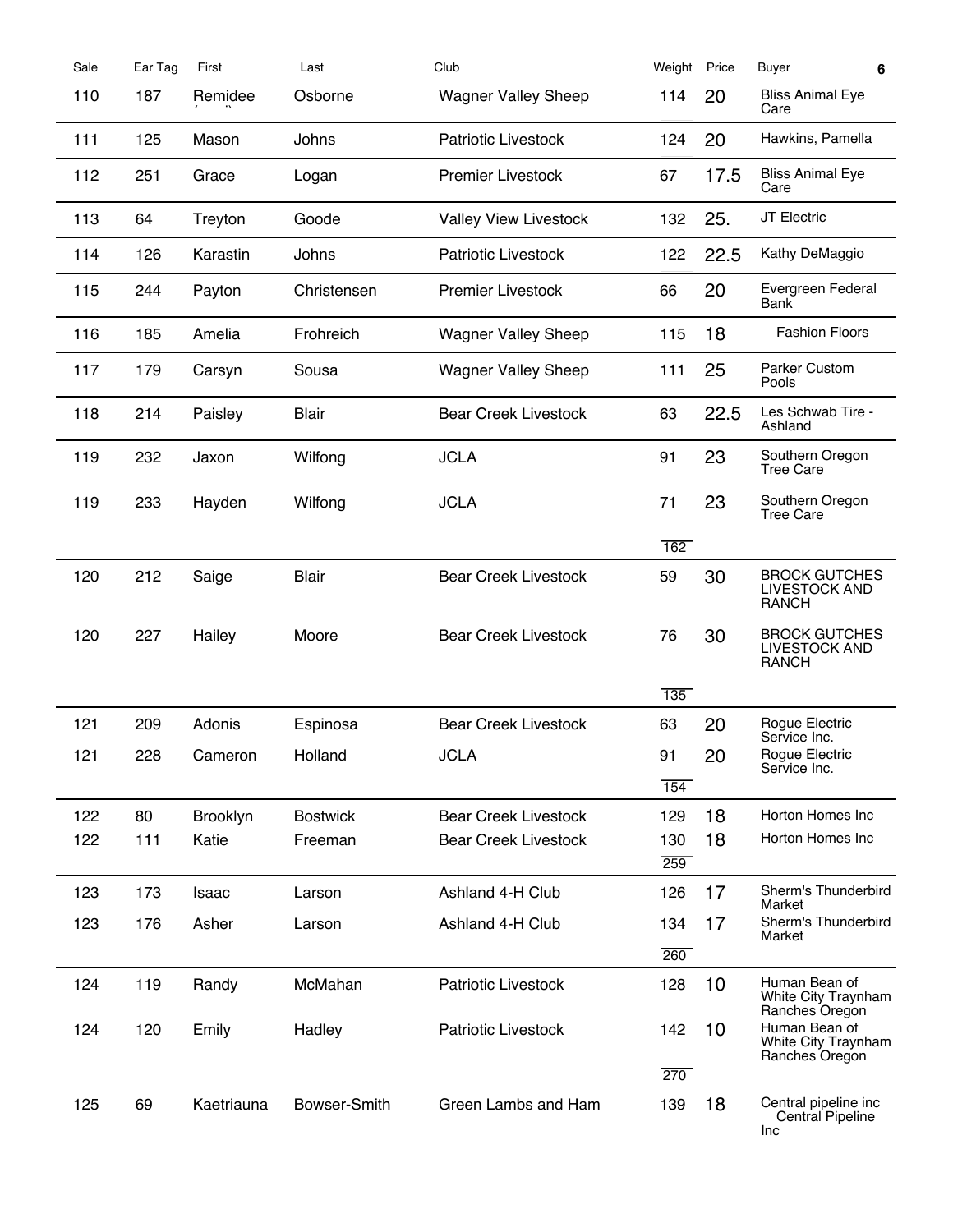| Sale | Ear Tag | First | Last | Club | Weight | Price | Buyer |
|---|---|---|---|---|---|---|---|
| 110 | 187 | Remidee | Osborne | Wagner Valley Sheep | 114 | 20 | Bliss Animal Eye Care |
| 111 | 125 | Mason | Johns | Patriotic Livestock | 124 | 20 | Hawkins, Pamella |
| 112 | 251 | Grace | Logan | Premier Livestock | 67 | 17.5 | Bliss Animal Eye Care |
| 113 | 64 | Treyton | Goode | Valley View Livestock | 132 | 25. | JT Electric |
| 114 | 126 | Karastin | Johns | Patriotic Livestock | 122 | 22.5 | Kathy DeMaggio |
| 115 | 244 | Payton | Christensen | Premier Livestock | 66 | 20 | Evergreen Federal Bank |
| 116 | 185 | Amelia | Frohreich | Wagner Valley Sheep | 115 | 18 | Fashion Floors |
| 117 | 179 | Carsyn | Sousa | Wagner Valley Sheep | 111 | 25 | Parker Custom Pools |
| 118 | 214 | Paisley | Blair | Bear Creek Livestock | 63 | 22.5 | Les Schwab Tire - Ashland |
| 119 | 232 | Jaxon | Wilfong | JCLA | 91 | 23 | Southern Oregon Tree Care |
| 119 | 233 | Hayden | Wilfong | JCLA | 71 | 23 | Southern Oregon Tree Care |
| | | | | | 162 | | |
| 120 | 212 | Saige | Blair | Bear Creek Livestock | 59 | 30 | BROCK GUTCHES LIVESTOCK AND RANCH |
| 120 | 227 | Hailey | Moore | Bear Creek Livestock | 76 | 30 | BROCK GUTCHES LIVESTOCK AND RANCH |
| | | | | | 135 | | |
| 121 | 209 | Adonis | Espinosa | Bear Creek Livestock | 63 | 20 | Rogue Electric Service Inc. |
| 121 | 228 | Cameron | Holland | JCLA | 91 | 20 | Rogue Electric Service Inc. |
| | | | | | 154 | | |
| 122 | 80 | Brooklyn | Bostwick | Bear Creek Livestock | 129 | 18 | Horton Homes Inc |
| 122 | 111 | Katie | Freeman | Bear Creek Livestock | 130 | 18 | Horton Homes Inc |
| | | | | | 259 | | |
| 123 | 173 | Isaac | Larson | Ashland 4-H Club | 126 | 17 | Sherm's Thunderbird Market |
| 123 | 176 | Asher | Larson | Ashland 4-H Club | 134 | 17 | Sherm's Thunderbird Market |
| | | | | | 260 | | |
| 124 | 119 | Randy | McMahan | Patriotic Livestock | 128 | 10 | Human Bean of White City Traynham Ranches Oregon |
| 124 | 120 | Emily | Hadley | Patriotic Livestock | 142 | 10 | Human Bean of White City Traynham Ranches Oregon |
| | | | | | 270 | | |
| 125 | 69 | Kaetriauna | Bowser-Smith | Green Lambs and Ham | 139 | 18 | Central pipeline inc Central Pipeline Inc |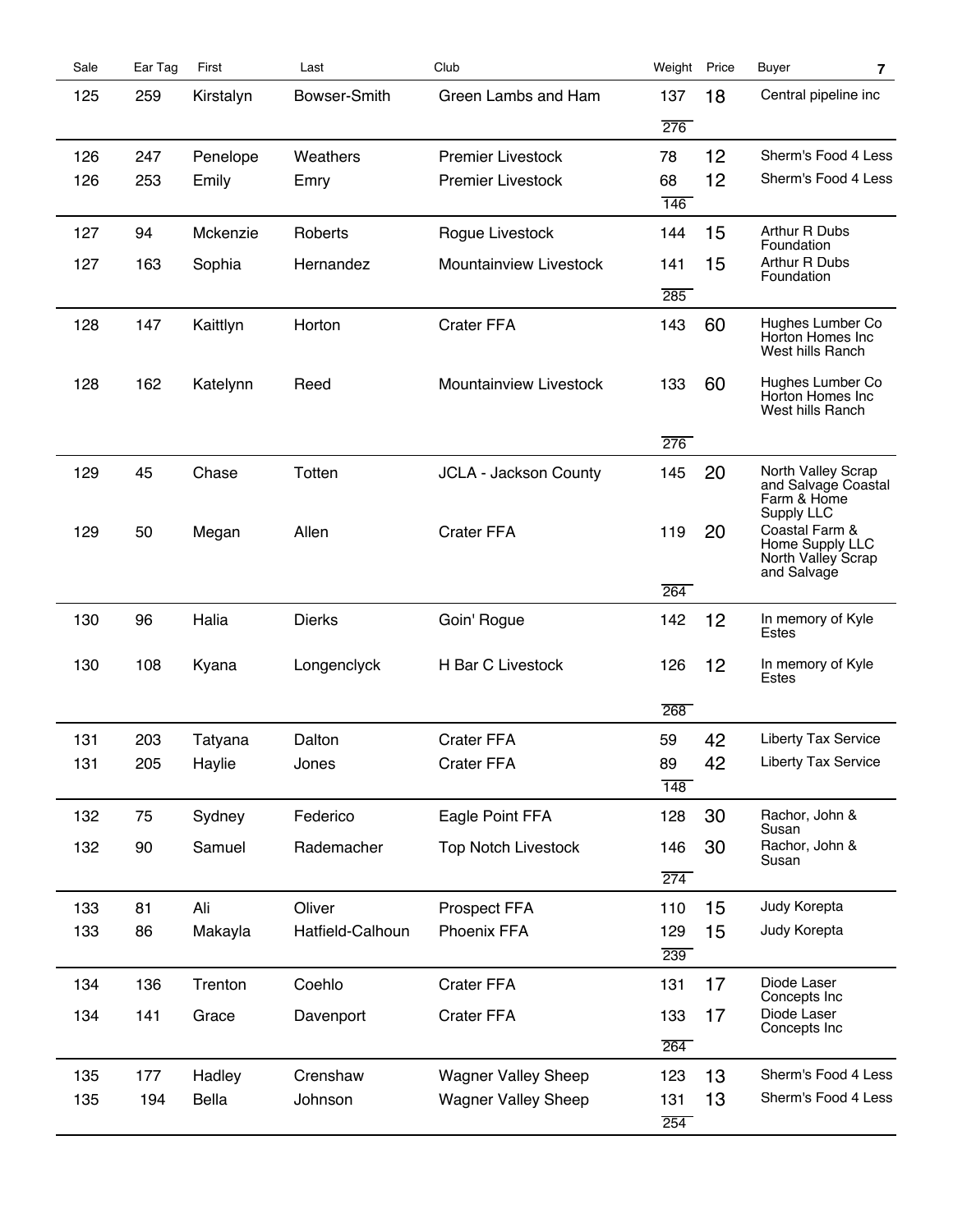| Sale | Ear Tag | First | Last | Club | Weight | Price | Buyer |
|---|---|---|---|---|---|---|---|
| 125 | 259 | Kirstalyn | Bowser-Smith | Green Lambs and Ham | 137 | 18 | Central pipeline inc |
| | | | | | 276 | | |
| 126 | 247 | Penelope | Weathers | Premier Livestock | 78 | 12 | Sherm's Food 4 Less |
| 126 | 253 | Emily | Emry | Premier Livestock | 68 | 12 | Sherm's Food 4 Less |
| | | | | | 146 | | |
| 127 | 94 | Mckenzie | Roberts | Rogue Livestock | 144 | 15 | Arthur R Dubs Foundation |
| 127 | 163 | Sophia | Hernandez | Mountainview Livestock | 141 | 15 | Arthur R Dubs Foundation |
| | | | | | 285 | | |
| 128 | 147 | Kaittlyn | Horton | Crater FFA | 143 | 60 | Hughes Lumber Co Horton Homes Inc West hills Ranch |
| 128 | 162 | Katelynn | Reed | Mountainview Livestock | 133 | 60 | Hughes Lumber Co Horton Homes Inc West hills Ranch |
| | | | | | 276 | | |
| 129 | 45 | Chase | Totten | JCLA - Jackson County | 145 | 20 | North Valley Scrap and Salvage Coastal Farm & Home Supply LLC |
| 129 | 50 | Megan | Allen | Crater FFA | 119 | 20 | Coastal Farm & Home Supply LLC North Valley Scrap and Salvage |
| | | | | | 264 | | |
| 130 | 96 | Halia | Dierks | Goin' Rogue | 142 | 12 | In memory of Kyle Estes |
| 130 | 108 | Kyana | Longenclyck | H Bar C Livestock | 126 | 12 | In memory of Kyle Estes |
| | | | | | 268 | | |
| 131 | 203 | Tatyana | Dalton | Crater FFA | 59 | 42 | Liberty Tax Service |
| 131 | 205 | Haylie | Jones | Crater FFA | 89 | 42 | Liberty Tax Service |
| | | | | | 148 | | |
| 132 | 75 | Sydney | Federico | Eagle Point FFA | 128 | 30 | Rachor, John & Susan |
| 132 | 90 | Samuel | Rademacher | Top Notch Livestock | 146 | 30 | Rachor, John & Susan |
| | | | | | 274 | | |
| 133 | 81 | Ali | Oliver | Prospect FFA | 110 | 15 | Judy Korepta |
| 133 | 86 | Makayla | Hatfield-Calhoun | Phoenix FFA | 129 | 15 | Judy Korepta |
| | | | | | 239 | | |
| 134 | 136 | Trenton | Coehlo | Crater FFA | 131 | 17 | Diode Laser Concepts Inc |
| 134 | 141 | Grace | Davenport | Crater FFA | 133 | 17 | Diode Laser Concepts Inc |
| | | | | | 264 | | |
| 135 | 177 | Hadley | Crenshaw | Wagner Valley Sheep | 123 | 13 | Sherm's Food 4 Less |
| 135 | 194 | Bella | Johnson | Wagner Valley Sheep | 131 | 13 | Sherm's Food 4 Less |
| | | | | | 254 | | |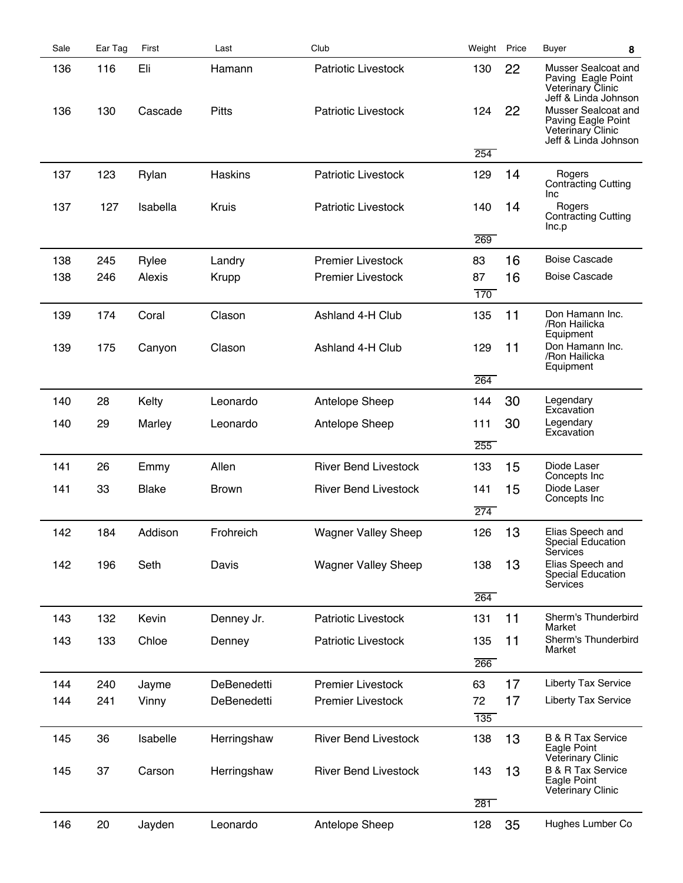| Sale | Ear Tag | First | Last | Club | Weight | Price | Buyer |
|---|---|---|---|---|---|---|---|
| 136 | 116 | Eli | Hamann | Patriotic Livestock | 130 | 22 | Musser Sealcoat and Paving Eagle Point Veterinary Clinic Jeff & Linda Johnson |
| 136 | 130 | Cascade | Pitts | Patriotic Livestock | 124 | 22 | Musser Sealcoat and Paving Eagle Point Veterinary Clinic Jeff & Linda Johnson |
| | | | | | 254 | | |
| 137 | 123 | Rylan | Haskins | Patriotic Livestock | 129 | 14 | Rogers Contracting Cutting Inc |
| 137 | 127 | Isabella | Kruis | Patriotic Livestock | 140 | 14 | Rogers Contracting Cutting Inc.p |
| | | | | | 269 | | |
| 138 | 245 | Rylee | Landry | Premier Livestock | 83 | 16 | Boise Cascade |
| 138 | 246 | Alexis | Krupp | Premier Livestock | 87 | 16 | Boise Cascade |
| | | | | | 170 | | |
| 139 | 174 | Coral | Clason | Ashland 4-H Club | 135 | 11 | Don Hamann Inc. /Ron Hailicka Equipment |
| 139 | 175 | Canyon | Clason | Ashland 4-H Club | 129 | 11 | Don Hamann Inc. /Ron Hailicka Equipment |
| | | | | | 264 | | |
| 140 | 28 | Kelty | Leonardo | Antelope Sheep | 144 | 30 | Legendary Excavation |
| 140 | 29 | Marley | Leonardo | Antelope Sheep | 111 | 30 | Legendary Excavation |
| | | | | | 255 | | |
| 141 | 26 | Emmy | Allen | River Bend Livestock | 133 | 15 | Diode Laser Concepts Inc |
| 141 | 33 | Blake | Brown | River Bend Livestock | 141 | 15 | Diode Laser Concepts Inc |
| | | | | | 274 | | |
| 142 | 184 | Addison | Frohreich | Wagner Valley Sheep | 126 | 13 | Elias Speech and Special Education Services |
| 142 | 196 | Seth | Davis | Wagner Valley Sheep | 138 | 13 | Elias Speech and Special Education Services |
| | | | | | 264 | | |
| 143 | 132 | Kevin | Denney Jr. | Patriotic Livestock | 131 | 11 | Sherm's Thunderbird Market |
| 143 | 133 | Chloe | Denney | Patriotic Livestock | 135 | 11 | Sherm's Thunderbird Market |
| | | | | | 266 | | |
| 144 | 240 | Jayme | DeBenedetti | Premier Livestock | 63 | 17 | Liberty Tax Service |
| 144 | 241 | Vinny | DeBenedetti | Premier Livestock | 72 | 17 | Liberty Tax Service |
| | | | | | 135 | | |
| 145 | 36 | Isabelle | Herringshaw | River Bend Livestock | 138 | 13 | B & R Tax Service Eagle Point Veterinary Clinic |
| 145 | 37 | Carson | Herringshaw | River Bend Livestock | 143 | 13 | B & R Tax Service Eagle Point Veterinary Clinic |
| | | | | | 281 | | |
| 146 | 20 | Jayden | Leonardo | Antelope Sheep | 128 | 35 | Hughes Lumber Co |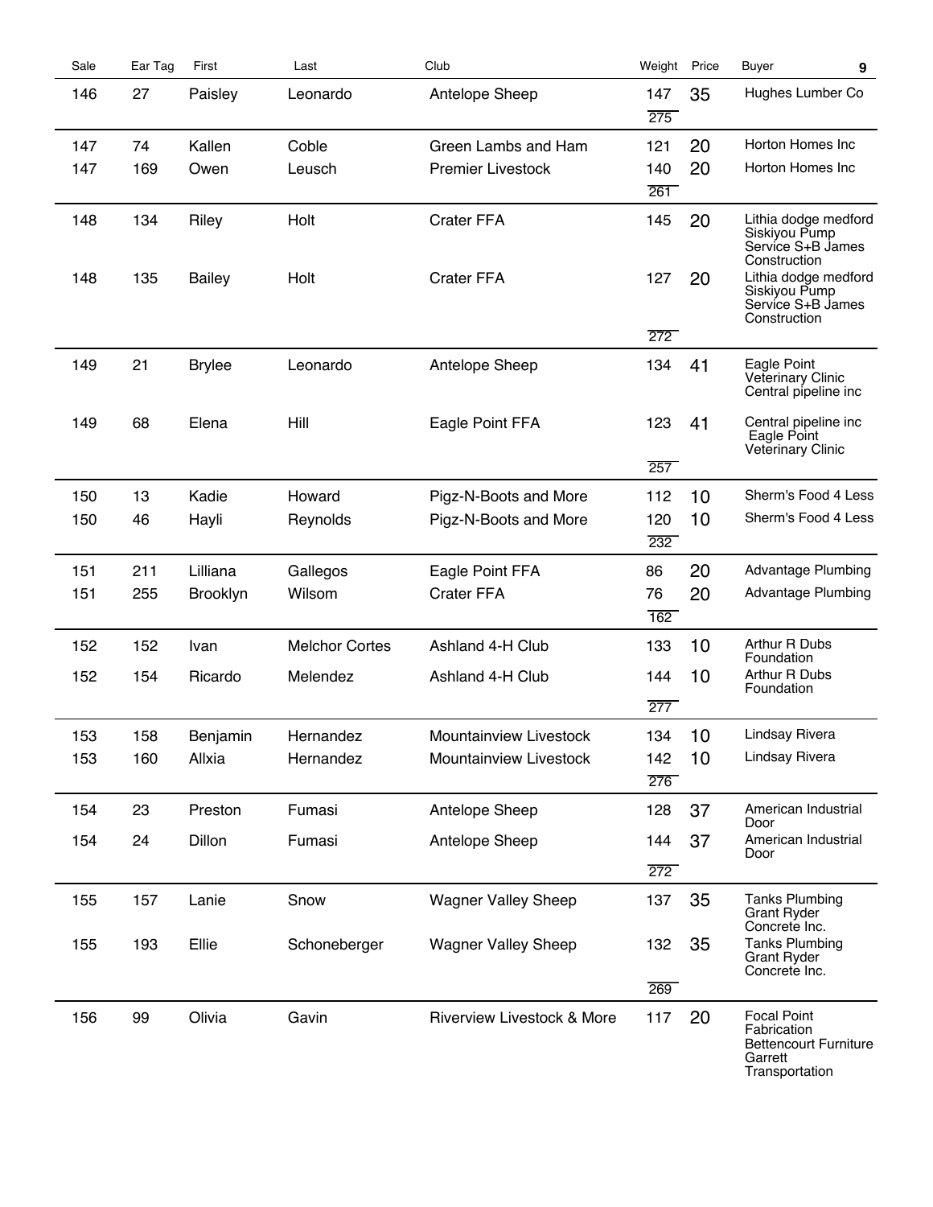| Sale | Ear Tag | First | Last | Club | Weight | Price | Buyer |
|---|---|---|---|---|---|---|---|
| 146 | 27 | Paisley | Leonardo | Antelope Sheep | 147 | 35 | Hughes Lumber Co |
| | | | | | 275 | | |
| 147 | 74 | Kallen | Coble | Green Lambs and Ham | 121 | 20 | Horton Homes Inc |
| 147 | 169 | Owen | Leusch | Premier Livestock | 140 | 20 | Horton Homes Inc |
| | | | | | 261 | | |
| 148 | 134 | Riley | Holt | Crater FFA | 145 | 20 | Lithia dodge medford Siskiyou Pump Service S+B James Construction |
| 148 | 135 | Bailey | Holt | Crater FFA | 127 | 20 | Lithia dodge medford Siskiyou Pump Service S+B James Construction |
| | | | | | 272 | | |
| 149 | 21 | Brylee | Leonardo | Antelope Sheep | 134 | 41 | Eagle Point Veterinary Clinic Central pipeline inc |
| 149 | 68 | Elena | Hill | Eagle Point FFA | 123 | 41 | Central pipeline inc Eagle Point Veterinary Clinic |
| | | | | | 257 | | |
| 150 | 13 | Kadie | Howard | Pigz-N-Boots and More | 112 | 10 | Sherm's Food 4 Less |
| 150 | 46 | Hayli | Reynolds | Pigz-N-Boots and More | 120 | 10 | Sherm's Food 4 Less |
| | | | | | 232 | | |
| 151 | 211 | Lilliana | Gallegos | Eagle Point FFA | 86 | 20 | Advantage Plumbing |
| 151 | 255 | Brooklyn | Wilsom | Crater FFA | 76 | 20 | Advantage Plumbing |
| | | | | | 162 | | |
| 152 | 152 | Ivan | Melchor Cortes | Ashland 4-H Club | 133 | 10 | Arthur R Dubs Foundation |
| 152 | 154 | Ricardo | Melendez | Ashland 4-H Club | 144 | 10 | Arthur R Dubs Foundation |
| | | | | | 277 | | |
| 153 | 158 | Benjamin | Hernandez | Mountainview Livestock | 134 | 10 | Lindsay Rivera |
| 153 | 160 | Allxia | Hernandez | Mountainview Livestock | 142 | 10 | Lindsay Rivera |
| | | | | | 276 | | |
| 154 | 23 | Preston | Fumasi | Antelope Sheep | 128 | 37 | American Industrial Door |
| 154 | 24 | Dillon | Fumasi | Antelope Sheep | 144 | 37 | American Industrial Door |
| | | | | | 272 | | |
| 155 | 157 | Lanie | Snow | Wagner Valley Sheep | 137 | 35 | Tanks Plumbing Grant Ryder Concrete Inc. |
| 155 | 193 | Ellie | Schoneberger | Wagner Valley Sheep | 132 | 35 | Tanks Plumbing Grant Ryder Concrete Inc. |
| | | | | | 269 | | |
| 156 | 99 | Olivia | Gavin | Riverview Livestock & More | 117 | 20 | Focal Point Fabrication Bettencourt Furniture Garrett Transportation |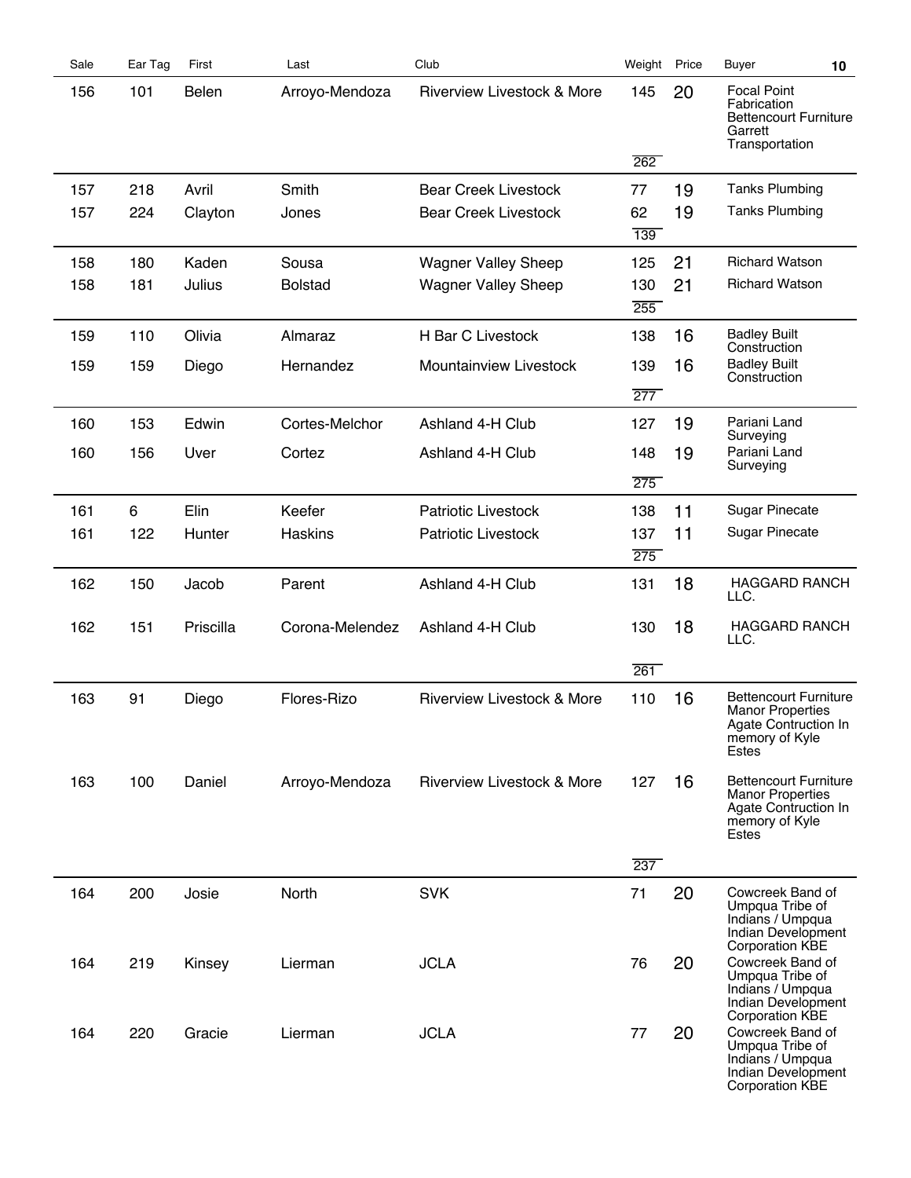| Sale | Ear Tag | First | Last | Club | Weight | Price | Buyer |
|---|---|---|---|---|---|---|---|
| 156 | 101 | Belen | Arroyo-Mendoza | Riverview Livestock & More | 145 | 20 | Focal Point Fabrication Bettencourt Furniture Garrett Transportation |
| | | | | | 262 | | |
| 157 | 218 | Avril | Smith | Bear Creek Livestock | 77 | 19 | Tanks Plumbing |
| 157 | 224 | Clayton | Jones | Bear Creek Livestock | 62 | 19 | Tanks Plumbing |
| | | | | | 139 | | |
| 158 | 180 | Kaden | Sousa | Wagner Valley Sheep | 125 | 21 | Richard Watson |
| 158 | 181 | Julius | Bolstad | Wagner Valley Sheep | 130 | 21 | Richard Watson |
| | | | | | 255 | | |
| 159 | 110 | Olivia | Almaraz | H Bar C Livestock | 138 | 16 | Badley Built Construction |
| 159 | 159 | Diego | Hernandez | Mountainview Livestock | 139 | 16 | Badley Built Construction |
| | | | | | 277 | | |
| 160 | 153 | Edwin | Cortes-Melchor | Ashland 4-H Club | 127 | 19 | Pariani Land Surveying |
| 160 | 156 | Uver | Cortez | Ashland 4-H Club | 148 | 19 | Pariani Land Surveying |
| | | | | | 275 | | |
| 161 | 6 | Elin | Keefer | Patriotic Livestock | 138 | 11 | Sugar Pinecate |
| 161 | 122 | Hunter | Haskins | Patriotic Livestock | 137 | 11 | Sugar Pinecate |
| | | | | | 275 | | |
| 162 | 150 | Jacob | Parent | Ashland 4-H Club | 131 | 18 | HAGGARD RANCH LLC. |
| 162 | 151 | Priscilla | Corona-Melendez | Ashland 4-H Club | 130 | 18 | HAGGARD RANCH LLC. |
| | | | | | 261 | | |
| 163 | 91 | Diego | Flores-Rizo | Riverview Livestock & More | 110 | 16 | Bettencourt Furniture Manor Properties Agate Contruction In memory of Kyle Estes |
| 163 | 100 | Daniel | Arroyo-Mendoza | Riverview Livestock & More | 127 | 16 | Bettencourt Furniture Manor Properties Agate Contruction In memory of Kyle Estes |
| | | | | | 237 | | |
| 164 | 200 | Josie | North | SVK | 71 | 20 | Cowcreek Band of Umpqua Tribe of Indians / Umpqua Indian Development Corporation KBE |
| 164 | 219 | Kinsey | Lierman | JCLA | 76 | 20 | Cowcreek Band of Umpqua Tribe of Indians / Umpqua Indian Development Corporation KBE |
| 164 | 220 | Gracie | Lierman | JCLA | 77 | 20 | Cowcreek Band of Umpqua Tribe of Indians / Umpqua Indian Development Corporation KBE |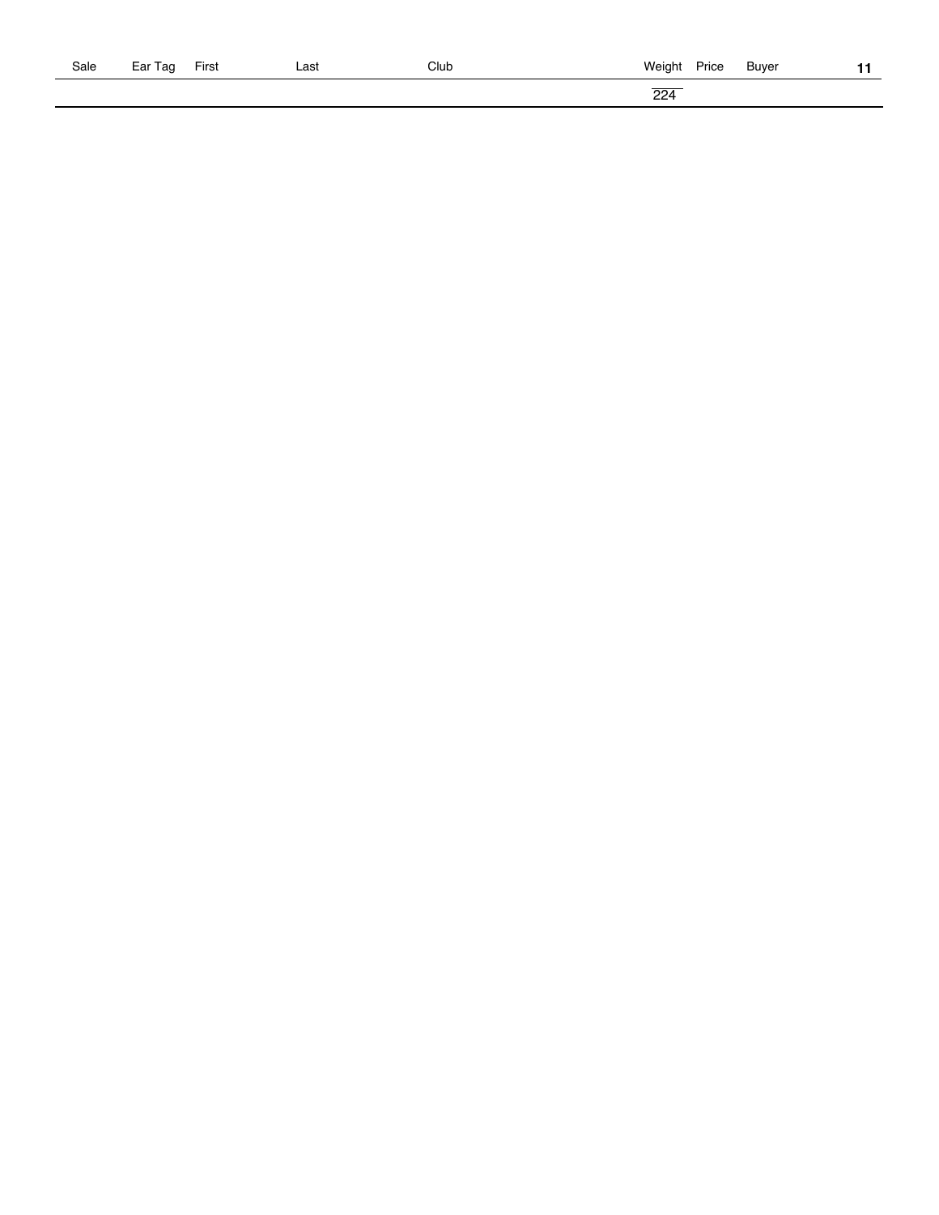| Sale | Ear Tag | First | Last | Club | Weight | Price | Buyer |
|---|---|---|---|---|---|---|---|
| | | | | | 224 | | |